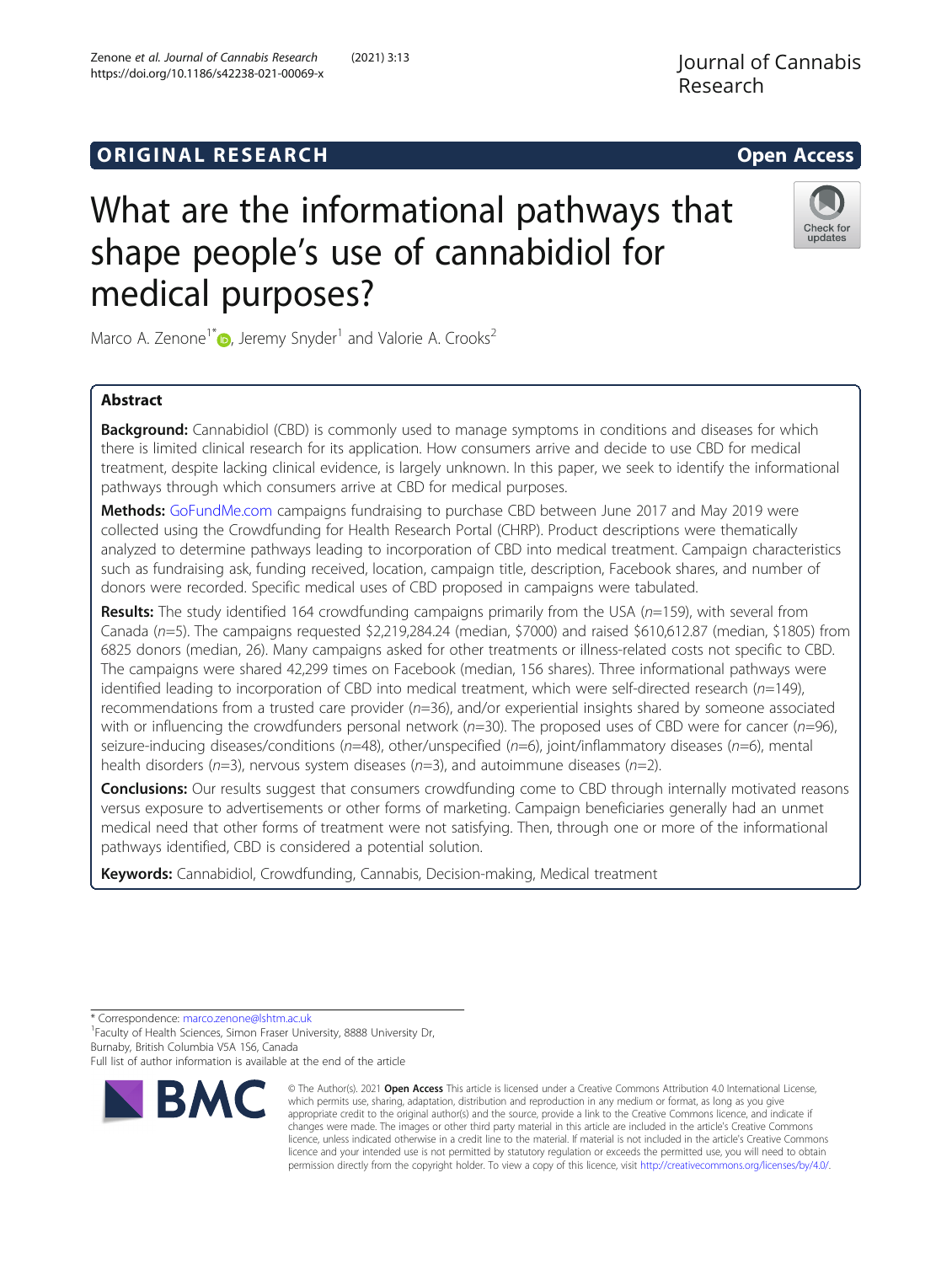ORIGINAL RESEARCH

Open Access

# What are the informational pathways that shape people's use of cannabidiol for medical purposes?

Marco A. Zenone[1*], Jeremy Snyder[1] and Valorie A. Crooks[2]

## Abstract

**Background:** Cannabidiol (CBD) is commonly used to manage symptoms in conditions and diseases for which there is limited clinical research for its application. How consumers arrive and decide to use CBD for medical treatment, despite lacking clinical evidence, is largely unknown. In this paper, we seek to identify the informational pathways through which consumers arrive at CBD for medical purposes.

**Methods:** GoFundMe.com campaigns fundraising to purchase CBD between June 2017 and May 2019 were collected using the Crowdfunding for Health Research Portal (CHRP). Product descriptions were thematically analyzed to determine pathways leading to incorporation of CBD into medical treatment. Campaign characteristics such as fundraising ask, funding received, location, campaign title, description, Facebook shares, and number of donors were recorded. Specific medical uses of CBD proposed in campaigns were tabulated.

**Results:** The study identified 164 crowdfunding campaigns primarily from the USA (*n*=159), with several from Canada (*n*=5). The campaigns requested $2,219,284.24 (median, $7000) and raised $610,612.87 (median, $1805) from 6825 donors (median, 26). Many campaigns asked for other treatments or illness-related costs not specific to CBD. The campaigns were shared 42,299 times on Facebook (median, 156 shares). Three informational pathways were identified leading to incorporation of CBD into medical treatment, which were self-directed research (*n*=149), recommendations from a trusted care provider (*n*=36), and/or experiential insights shared by someone associated with or influencing the crowdfunders personal network (*n*=30). The proposed uses of CBD were for cancer (*n*=96), seizure-inducing diseases/conditions (*n*=48), other/unspecified (*n*=6), joint/inflammatory diseases (*n*=6), mental health disorders (*n*=3), nervous system diseases (*n*=3), and autoimmune diseases (*n*=2).

**Conclusions:** Our results suggest that consumers crowdfunding come to CBD through internally motivated reasons versus exposure to advertisements or other forms of marketing. Campaign beneficiaries generally had an unmet medical need that other forms of treatment were not satisfying. Then, through one or more of the informational pathways identified, CBD is considered a potential solution.

**Keywords:** Cannabidiol, Crowdfunding, Cannabis, Decision-making, Medical treatment

* Correspondence: marco.zenone@lshtm.ac.uk
[1]Faculty of Health Sciences, Simon Fraser University, 8888 University Dr, Burnaby, British Columbia V5A 1S6, Canada
Full list of author information is available at the end of the article

© The Author(s). 2021 **Open Access** This article is licensed under a Creative Commons Attribution 4.0 International License, which permits use, sharing, adaptation, distribution and reproduction in any medium or format, as long as you give appropriate credit to the original author(s) and the source, provide a link to the Creative Commons licence, and indicate if changes were made. The images or other third party material in this article are included in the article's Creative Commons licence, unless indicated otherwise in a credit line to the material. If material is not included in the article's Creative Commons licence and your intended use is not permitted by statutory regulation or exceeds the permitted use, you will need to obtain permission directly from the copyright holder. To view a copy of this licence, visit http://creativecommons.org/licenses/by/4.0/.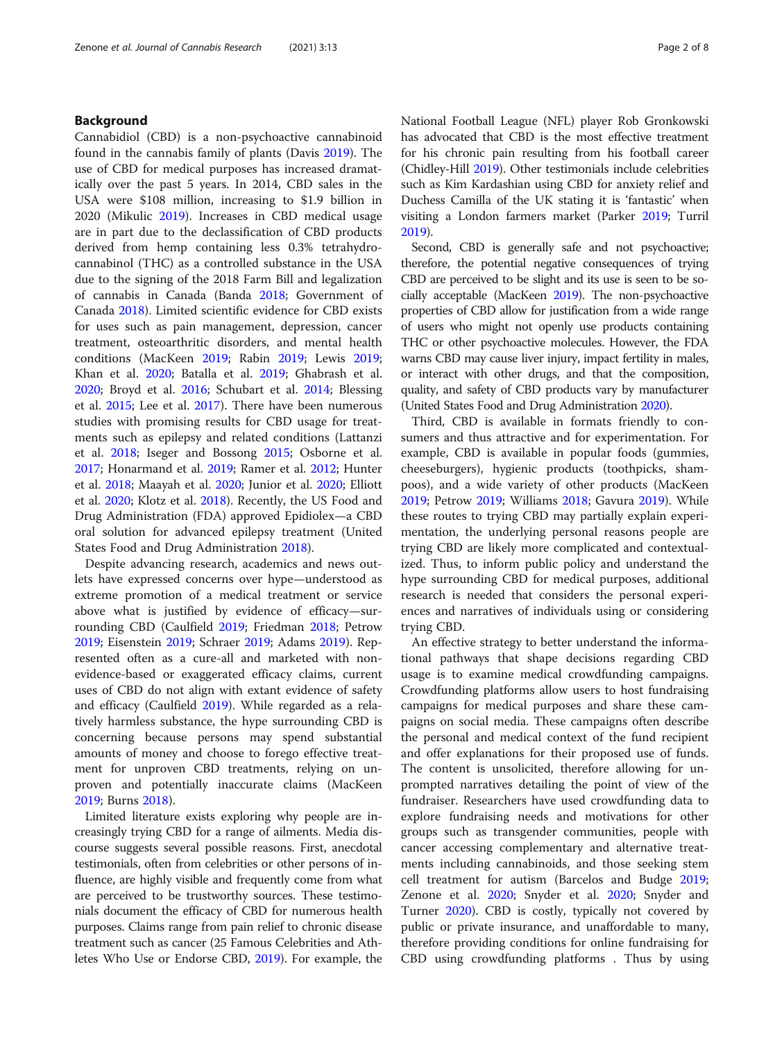## Background

Cannabidiol (CBD) is a non-psychoactive cannabinoid found in the cannabis family of plants (Davis 2019). The use of CBD for medical purposes has increased dramatically over the past 5 years. In 2014, CBD sales in the USA were $108 million, increasing to $1.9 billion in 2020 (Mikulic 2019). Increases in CBD medical usage are in part due to the declassification of CBD products derived from hemp containing less 0.3% tetrahydrocannabinol (THC) as a controlled substance in the USA due to the signing of the 2018 Farm Bill and legalization of cannabis in Canada (Banda 2018; Government of Canada 2018). Limited scientific evidence for CBD exists for uses such as pain management, depression, cancer treatment, osteoarthritic disorders, and mental health conditions (MacKeen 2019; Rabin 2019; Lewis 2019; Khan et al. 2020; Batalla et al. 2019; Ghabrash et al. 2020; Broyd et al. 2016; Schubart et al. 2014; Blessing et al. 2015; Lee et al. 2017). There have been numerous studies with promising results for CBD usage for treatments such as epilepsy and related conditions (Lattanzi et al. 2018; Iseger and Bossong 2015; Osborne et al. 2017; Honarmand et al. 2019; Ramer et al. 2012; Hunter et al. 2018; Maayah et al. 2020; Junior et al. 2020; Elliott et al. 2020; Klotz et al. 2018). Recently, the US Food and Drug Administration (FDA) approved Epidiolex—a CBD oral solution for advanced epilepsy treatment (United States Food and Drug Administration 2018).

Despite advancing research, academics and news outlets have expressed concerns over hype—understood as extreme promotion of a medical treatment or service above what is justified by evidence of efficacy—surrounding CBD (Caulfield 2019; Friedman 2018; Petrow 2019; Eisenstein 2019; Schraer 2019; Adams 2019). Represented often as a cure-all and marketed with non-evidence-based or exaggerated efficacy claims, current uses of CBD do not align with extant evidence of safety and efficacy (Caulfield 2019). While regarded as a relatively harmless substance, the hype surrounding CBD is concerning because persons may spend substantial amounts of money and choose to forego effective treatment for unproven CBD treatments, relying on unproven and potentially inaccurate claims (MacKeen 2019; Burns 2018).

Limited literature exists exploring why people are increasingly trying CBD for a range of ailments. Media discourse suggests several possible reasons. First, anecdotal testimonials, often from celebrities or other persons of influence, are highly visible and frequently come from what are perceived to be trustworthy sources. These testimonials document the efficacy of CBD for numerous health purposes. Claims range from pain relief to chronic disease treatment such as cancer (25 Famous Celebrities and Athletes Who Use or Endorse CBD, 2019). For example, the National Football League (NFL) player Rob Gronkowski has advocated that CBD is the most effective treatment for his chronic pain resulting from his football career (Chidley-Hill 2019). Other testimonials include celebrities such as Kim Kardashian using CBD for anxiety relief and Duchess Camilla of the UK stating it is 'fantastic' when visiting a London farmers market (Parker 2019; Turril 2019).

Second, CBD is generally safe and not psychoactive; therefore, the potential negative consequences of trying CBD are perceived to be slight and its use is seen to be socially acceptable (MacKeen 2019). The non-psychoactive properties of CBD allow for justification from a wide range of users who might not openly use products containing THC or other psychoactive molecules. However, the FDA warns CBD may cause liver injury, impact fertility in males, or interact with other drugs, and that the composition, quality, and safety of CBD products vary by manufacturer (United States Food and Drug Administration 2020).

Third, CBD is available in formats friendly to consumers and thus attractive and for experimentation. For example, CBD is available in popular foods (gummies, cheeseburgers), hygienic products (toothpicks, shampoos), and a wide variety of other products (MacKeen 2019; Petrow 2019; Williams 2018; Gavura 2019). While these routes to trying CBD may partially explain experimentation, the underlying personal reasons people are trying CBD are likely more complicated and contextualized. Thus, to inform public policy and understand the hype surrounding CBD for medical purposes, additional research is needed that considers the personal experiences and narratives of individuals using or considering trying CBD.

An effective strategy to better understand the informational pathways that shape decisions regarding CBD usage is to examine medical crowdfunding campaigns. Crowdfunding platforms allow users to host fundraising campaigns for medical purposes and share these campaigns on social media. These campaigns often describe the personal and medical context of the fund recipient and offer explanations for their proposed use of funds. The content is unsolicited, therefore allowing for unprompted narratives detailing the point of view of the fundraiser. Researchers have used crowdfunding data to explore fundraising needs and motivations for other groups such as transgender communities, people with cancer accessing complementary and alternative treatments including cannabinoids, and those seeking stem cell treatment for autism (Barcelos and Budge 2019; Zenone et al. 2020; Snyder et al. 2020; Snyder and Turner 2020). CBD is costly, typically not covered by public or private insurance, and unaffordable to many, therefore providing conditions for online fundraising for CBD using crowdfunding platforms . Thus by using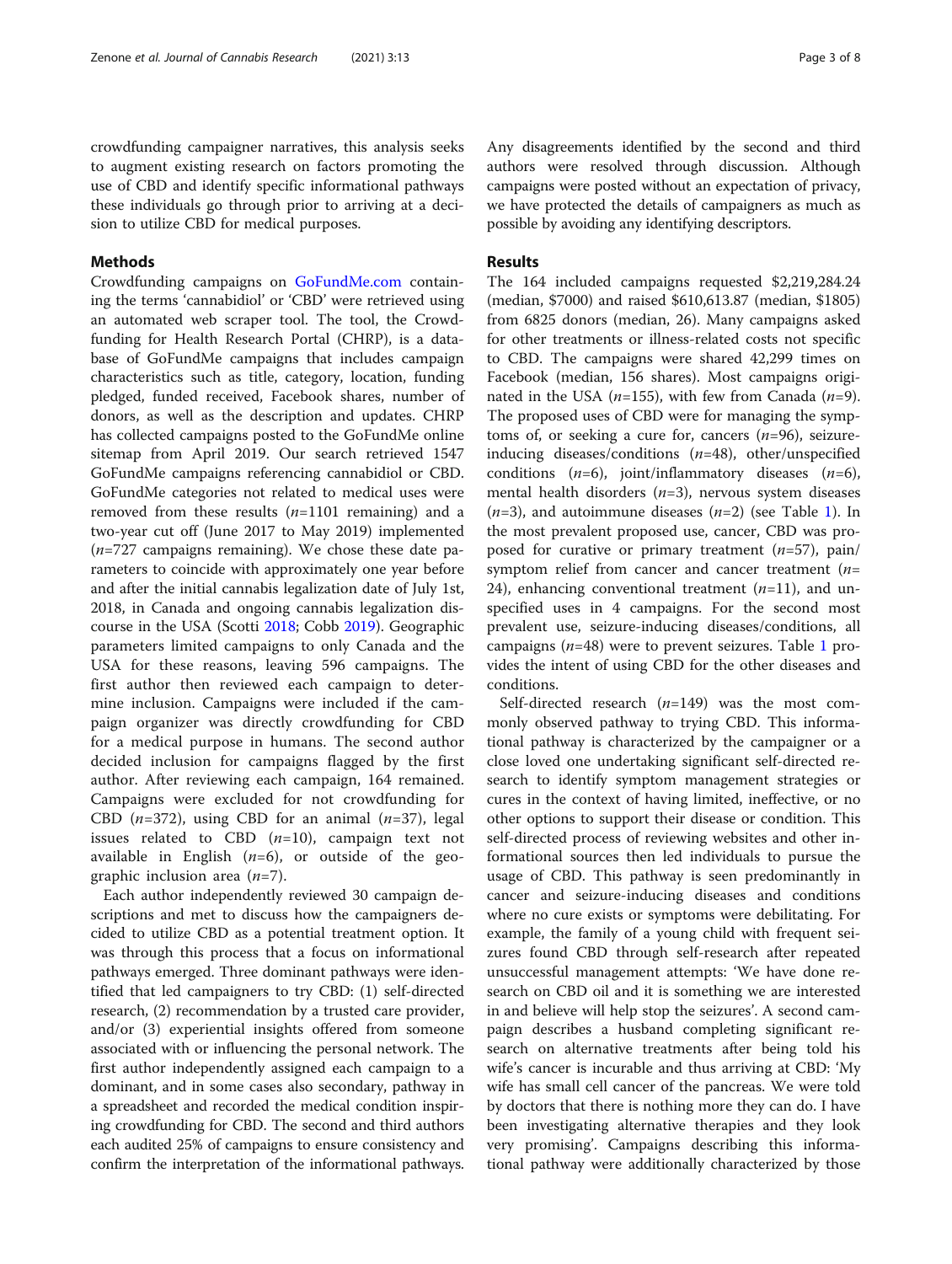crowdfunding campaigner narratives, this analysis seeks to augment existing research on factors promoting the use of CBD and identify specific informational pathways these individuals go through prior to arriving at a decision to utilize CBD for medical purposes.

## Methods

Crowdfunding campaigns on GoFundMe.com containing the terms 'cannabidiol' or 'CBD' were retrieved using an automated web scraper tool. The tool, the Crowdfunding for Health Research Portal (CHRP), is a database of GoFundMe campaigns that includes campaign characteristics such as title, category, location, funding pledged, funded received, Facebook shares, number of donors, as well as the description and updates. CHRP has collected campaigns posted to the GoFundMe online sitemap from April 2019. Our search retrieved 1547 GoFundMe campaigns referencing cannabidiol or CBD. GoFundMe categories not related to medical uses were removed from these results (*n*=1101 remaining) and a two-year cut off (June 2017 to May 2019) implemented (*n*=727 campaigns remaining). We chose these date parameters to coincide with approximately one year before and after the initial cannabis legalization date of July 1st, 2018, in Canada and ongoing cannabis legalization discourse in the USA (Scotti 2018; Cobb 2019). Geographic parameters limited campaigns to only Canada and the USA for these reasons, leaving 596 campaigns. The first author then reviewed each campaign to determine inclusion. Campaigns were included if the campaign organizer was directly crowdfunding for CBD for a medical purpose in humans. The second author decided inclusion for campaigns flagged by the first author. After reviewing each campaign, 164 remained. Campaigns were excluded for not crowdfunding for CBD (*n*=372), using CBD for an animal (*n*=37), legal issues related to CBD (*n*=10), campaign text not available in English (*n*=6), or outside of the geographic inclusion area (*n*=7).

Each author independently reviewed 30 campaign descriptions and met to discuss how the campaigners decided to utilize CBD as a potential treatment option. It was through this process that a focus on informational pathways emerged. Three dominant pathways were identified that led campaigners to try CBD: (1) self-directed research, (2) recommendation by a trusted care provider, and/or (3) experiential insights offered from someone associated with or influencing the personal network. The first author independently assigned each campaign to a dominant, and in some cases also secondary, pathway in a spreadsheet and recorded the medical condition inspiring crowdfunding for CBD. The second and third authors each audited 25% of campaigns to ensure consistency and confirm the interpretation of the informational pathways. Any disagreements identified by the second and third authors were resolved through discussion. Although campaigns were posted without an expectation of privacy, we have protected the details of campaigners as much as possible by avoiding any identifying descriptors.

## Results

The 164 included campaigns requested $2,219,284.24 (median, $7000) and raised $610,613.87 (median, $1805) from 6825 donors (median, 26). Many campaigns asked for other treatments or illness-related costs not specific to CBD. The campaigns were shared 42,299 times on Facebook (median, 156 shares). Most campaigns originated in the USA (*n*=155), with few from Canada (*n*=9). The proposed uses of CBD were for managing the symptoms of, or seeking a cure for, cancers (*n*=96), seizure-inducing diseases/conditions (*n*=48), other/unspecified conditions (*n*=6), joint/inflammatory diseases (*n*=6), mental health disorders (*n*=3), nervous system diseases (*n*=3), and autoimmune diseases (*n*=2) (see Table 1). In the most prevalent proposed use, cancer, CBD was proposed for curative or primary treatment (*n*=57), pain/symptom relief from cancer and cancer treatment (*n*=24), enhancing conventional treatment (*n*=11), and unspecified uses in 4 campaigns. For the second most prevalent use, seizure-inducing diseases/conditions, all campaigns (*n*=48) were to prevent seizures. Table 1 provides the intent of using CBD for the other diseases and conditions.

Self-directed research (*n*=149) was the most commonly observed pathway to trying CBD. This informational pathway is characterized by the campaigner or a close loved one undertaking significant self-directed research to identify symptom management strategies or cures in the context of having limited, ineffective, or no other options to support their disease or condition. This self-directed process of reviewing websites and other informational sources then led individuals to pursue the usage of CBD. This pathway is seen predominantly in cancer and seizure-inducing diseases and conditions where no cure exists or symptoms were debilitating. For example, the family of a young child with frequent seizures found CBD through self-research after repeated unsuccessful management attempts: 'We have done research on CBD oil and it is something we are interested in and believe will help stop the seizures'. A second campaign describes a husband completing significant research on alternative treatments after being told his wife's cancer is incurable and thus arriving at CBD: 'My wife has small cell cancer of the pancreas. We were told by doctors that there is nothing more they can do. I have been investigating alternative therapies and they look very promising'. Campaigns describing this informational pathway were additionally characterized by those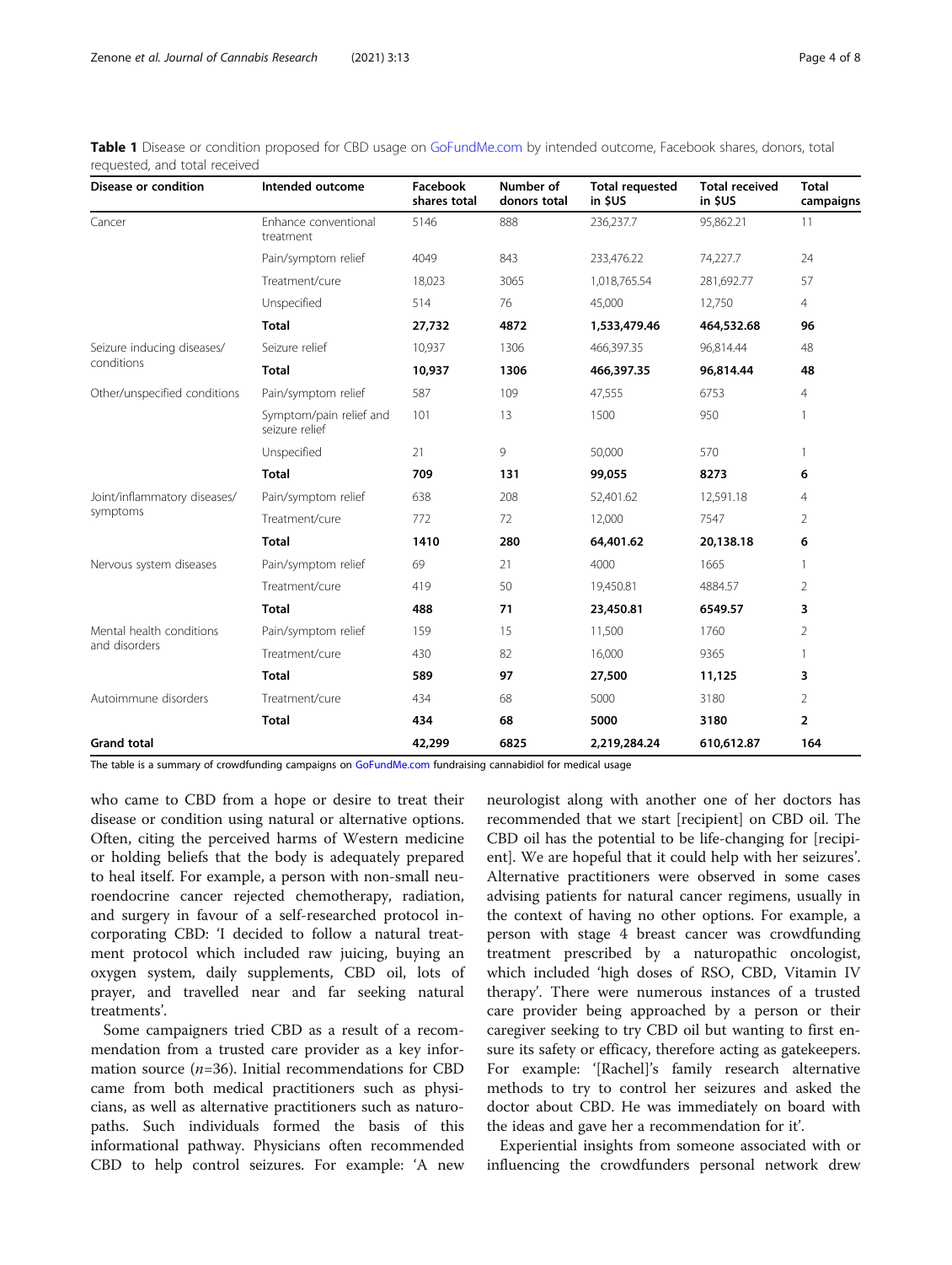**Table 1** Disease or condition proposed for CBD usage on GoFundMe.com by intended outcome, Facebook shares, donors, total requested, and total received

| Disease or condition | Intended outcome | Facebook shares total | Number of donors total | Total requested in $US | Total received in $US | Total campaigns |
|---|---|---|---|---|---|---|
| Cancer | Enhance conventional treatment | 5146 | 888 | 236,237.7 | 95,862.21 | 11 |
| | Pain/symptom relief | 4049 | 843 | 233,476.22 | 74,227.7 | 24 |
| | Treatment/cure | 18,023 | 3065 | 1,018,765.54 | 281,692.77 | 57 |
| | Unspecified | 514 | 76 | 45,000 | 12,750 | 4 |
| | **Total** | **27,732** | **4872** | **1,533,479.46** | **464,532.68** | **96** |
| Seizure inducing diseases/ conditions | Seizure relief | 10,937 | 1306 | 466,397.35 | 96,814.44 | 48 |
| | **Total** | **10,937** | **1306** | **466,397.35** | **96,814.44** | **48** |
| Other/unspecified conditions | Pain/symptom relief | 587 | 109 | 47,555 | 6753 | 4 |
| | Symptom/pain relief and seizure relief | 101 | 13 | 1500 | 950 | 1 |
| | Unspecified | 21 | 9 | 50,000 | 570 | 1 |
| | **Total** | **709** | **131** | **99,055** | **8273** | **6** |
| Joint/inflammatory diseases/ symptoms | Pain/symptom relief | 638 | 208 | 52,401.62 | 12,591.18 | 4 |
| | Treatment/cure | 772 | 72 | 12,000 | 7547 | 2 |
| | **Total** | **1410** | **280** | **64,401.62** | **20,138.18** | **6** |
| Nervous system diseases | Pain/symptom relief | 69 | 21 | 4000 | 1665 | 1 |
| | Treatment/cure | 419 | 50 | 19,450.81 | 4884.57 | 2 |
| | **Total** | **488** | **71** | **23,450.81** | **6549.57** | **3** |
| Mental health conditions and disorders | Pain/symptom relief | 159 | 15 | 11,500 | 1760 | 2 |
| | Treatment/cure | 430 | 82 | 16,000 | 9365 | 1 |
| | **Total** | **589** | **97** | **27,500** | **11,125** | **3** |
| Autoimmune disorders | Treatment/cure | 434 | 68 | 5000 | 3180 | 2 |
| | **Total** | **434** | **68** | **5000** | **3180** | **2** |
| **Grand total** | | **42,299** | **6825** | **2,219,284.24** | **610,612.87** | **164** |

The table is a summary of crowdfunding campaigns on GoFundMe.com fundraising cannabidiol for medical usage

who came to CBD from a hope or desire to treat their disease or condition using natural or alternative options. Often, citing the perceived harms of Western medicine or holding beliefs that the body is adequately prepared to heal itself. For example, a person with non-small neuroendocrine cancer rejected chemotherapy, radiation, and surgery in favour of a self-researched protocol incorporating CBD: 'I decided to follow a natural treatment protocol which included raw juicing, buying an oxygen system, daily supplements, CBD oil, lots of prayer, and travelled near and far seeking natural treatments'.

Some campaigners tried CBD as a result of a recommendation from a trusted care provider as a key information source (*n*=36). Initial recommendations for CBD came from both medical practitioners such as physicians, as well as alternative practitioners such as naturopaths. Such individuals formed the basis of this informational pathway. Physicians often recommended CBD to help control seizures. For example: 'A new neurologist along with another one of her doctors has recommended that we start [recipient] on CBD oil. The CBD oil has the potential to be life-changing for [recipient]. We are hopeful that it could help with her seizures'. Alternative practitioners were observed in some cases advising patients for natural cancer regimens, usually in the context of having no other options. For example, a person with stage 4 breast cancer was crowdfunding treatment prescribed by a naturopathic oncologist, which included 'high doses of RSO, CBD, Vitamin IV therapy'. There were numerous instances of a trusted care provider being approached by a person or their caregiver seeking to try CBD oil but wanting to first ensure its safety or efficacy, therefore acting as gatekeepers. For example: '[Rachel]'s family research alternative methods to try to control her seizures and asked the doctor about CBD. He was immediately on board with the ideas and gave her a recommendation for it'.

Experiential insights from someone associated with or influencing the crowdfunders personal network drew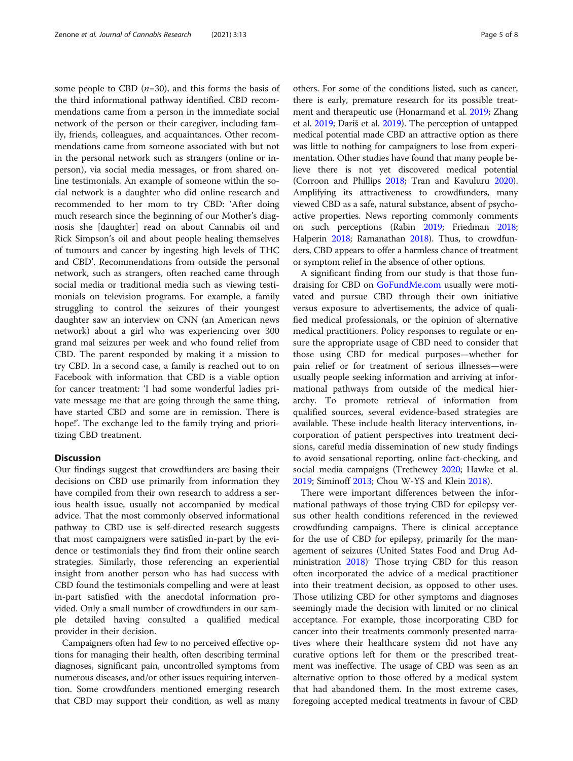some people to CBD ($n$=30), and this forms the basis of the third informational pathway identified. CBD recommendations came from a person in the immediate social network of the person or their caregiver, including family, friends, colleagues, and acquaintances. Other recommendations came from someone associated with but not in the personal network such as strangers (online or in-person), via social media messages, or from shared online testimonials. An example of someone within the social network is a daughter who did online research and recommended to her mom to try CBD: 'After doing much research since the beginning of our Mother's diagnosis she [daughter] read on about Cannabis oil and Rick Simpson's oil and about people healing themselves of tumours and cancer by ingesting high levels of THC and CBD'. Recommendations from outside the personal network, such as strangers, often reached came through social media or traditional media such as viewing testimonials on television programs. For example, a family struggling to control the seizures of their youngest daughter saw an interview on CNN (an American news network) about a girl who was experiencing over 300 grand mal seizures per week and who found relief from CBD. The parent responded by making it a mission to try CBD. In a second case, a family is reached out to on Facebook with information that CBD is a viable option for cancer treatment: 'I had some wonderful ladies private message me that are going through the same thing, have started CBD and some are in remission. There is hope!'. The exchange led to the family trying and prioritizing CBD treatment.

## Discussion

Our findings suggest that crowdfunders are basing their decisions on CBD use primarily from information they have compiled from their own research to address a serious health issue, usually not accompanied by medical advice. That the most commonly observed informational pathway to CBD use is self-directed research suggests that most campaigners were satisfied in-part by the evidence or testimonials they find from their online search strategies. Similarly, those referencing an experiential insight from another person who has had success with CBD found the testimonials compelling and were at least in-part satisfied with the anecdotal information provided. Only a small number of crowdfunders in our sample detailed having consulted a qualified medical provider in their decision.

Campaigners often had few to no perceived effective options for managing their health, often describing terminal diagnoses, significant pain, uncontrolled symptoms from numerous diseases, and/or other issues requiring intervention. Some crowdfunders mentioned emerging research that CBD may support their condition, as well as many others. For some of the conditions listed, such as cancer, there is early, premature research for its possible treatment and therapeutic use (Honarmand et al. 2019; Zhang et al. 2019; Dariš et al. 2019). The perception of untapped medical potential made CBD an attractive option as there was little to nothing for campaigners to lose from experimentation. Other studies have found that many people believe there is not yet discovered medical potential (Corroon and Phillips 2018; Tran and Kavuluru 2020). Amplifying its attractiveness to crowdfunders, many viewed CBD as a safe, natural substance, absent of psychoactive properties. News reporting commonly comments on such perceptions (Rabin 2019; Friedman 2018; Halperin 2018; Ramanathan 2018). Thus, to crowdfunders, CBD appears to offer a harmless chance of treatment or symptom relief in the absence of other options.

A significant finding from our study is that those fundraising for CBD on GoFundMe.com usually were motivated and pursue CBD through their own initiative versus exposure to advertisements, the advice of qualified medical professionals, or the opinion of alternative medical practitioners. Policy responses to regulate or ensure the appropriate usage of CBD need to consider that those using CBD for medical purposes—whether for pain relief or for treatment of serious illnesses—were usually people seeking information and arriving at informational pathways from outside of the medical hierarchy. To promote retrieval of information from qualified sources, several evidence-based strategies are available. These include health literacy interventions, incorporation of patient perspectives into treatment decisions, careful media dissemination of new study findings to avoid sensational reporting, online fact-checking, and social media campaigns (Trethewey 2020; Hawke et al. 2019; Siminoff 2013; Chou W-YS and Klein 2018).

There were important differences between the informational pathways of those trying CBD for epilepsy versus other health conditions referenced in the reviewed crowdfunding campaigns. There is clinical acceptance for the use of CBD for epilepsy, primarily for the management of seizures (United States Food and Drug Administration 2018). Those trying CBD for this reason often incorporated the advice of a medical practitioner into their treatment decision, as opposed to other uses. Those utilizing CBD for other symptoms and diagnoses seemingly made the decision with limited or no clinical acceptance. For example, those incorporating CBD for cancer into their treatments commonly presented narratives where their healthcare system did not have any curative options left for them or the prescribed treatment was ineffective. The usage of CBD was seen as an alternative option to those offered by a medical system that had abandoned them. In the most extreme cases, foregoing accepted medical treatments in favour of CBD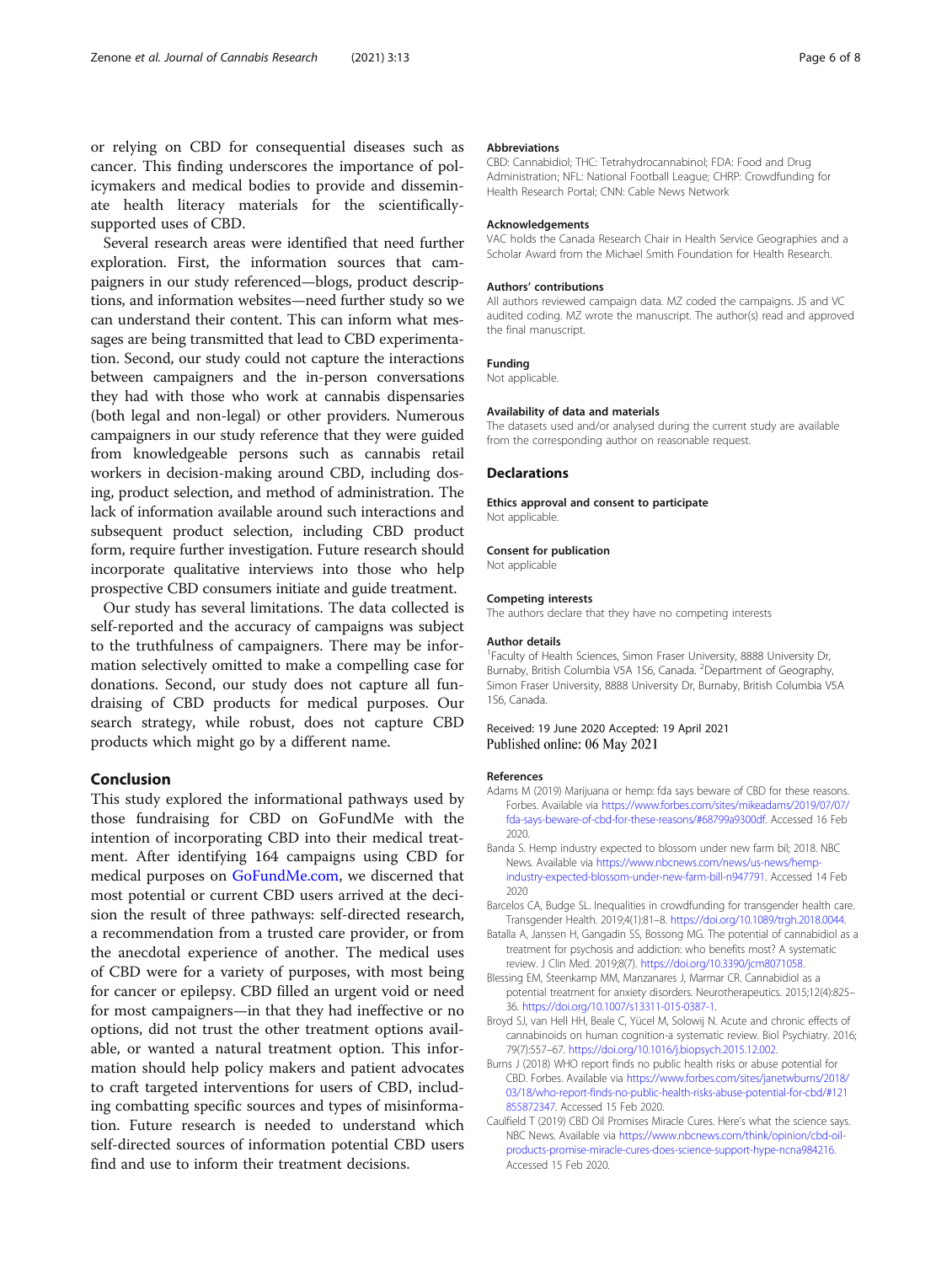or relying on CBD for consequential diseases such as cancer. This finding underscores the importance of policymakers and medical bodies to provide and disseminate health literacy materials for the scientifically-supported uses of CBD.

Several research areas were identified that need further exploration. First, the information sources that campaigners in our study referenced—blogs, product descriptions, and information websites—need further study so we can understand their content. This can inform what messages are being transmitted that lead to CBD experimentation. Second, our study could not capture the interactions between campaigners and the in-person conversations they had with those who work at cannabis dispensaries (both legal and non-legal) or other providers. Numerous campaigners in our study reference that they were guided from knowledgeable persons such as cannabis retail workers in decision-making around CBD, including dosing, product selection, and method of administration. The lack of information available around such interactions and subsequent product selection, including CBD product form, require further investigation. Future research should incorporate qualitative interviews into those who help prospective CBD consumers initiate and guide treatment.

Our study has several limitations. The data collected is self-reported and the accuracy of campaigns was subject to the truthfulness of campaigners. There may be information selectively omitted to make a compelling case for donations. Second, our study does not capture all fundraising of CBD products for medical purposes. Our search strategy, while robust, does not capture CBD products which might go by a different name.

## Conclusion

This study explored the informational pathways used by those fundraising for CBD on GoFundMe with the intention of incorporating CBD into their medical treatment. After identifying 164 campaigns using CBD for medical purposes on GoFundMe.com, we discerned that most potential or current CBD users arrived at the decision the result of three pathways: self-directed research, a recommendation from a trusted care provider, or from the anecdotal experience of another. The medical uses of CBD were for a variety of purposes, with most being for cancer or epilepsy. CBD filled an urgent void or need for most campaigners—in that they had ineffective or no options, did not trust the other treatment options available, or wanted a natural treatment option. This information should help policy makers and patient advocates to craft targeted interventions for users of CBD, including combatting specific sources and types of misinformation. Future research is needed to understand which self-directed sources of information potential CBD users find and use to inform their treatment decisions.

#### Abbreviations

CBD: Cannabidiol; THC: Tetrahydrocannabinol; FDA: Food and Drug Administration; NFL: National Football League; CHRP: Crowdfunding for Health Research Portal; CNN: Cable News Network

#### Acknowledgements

VAC holds the Canada Research Chair in Health Service Geographies and a Scholar Award from the Michael Smith Foundation for Health Research.

#### Authors' contributions

All authors reviewed campaign data. MZ coded the campaigns. JS and VC audited coding. MZ wrote the manuscript. The author(s) read and approved the final manuscript.

#### Funding

Not applicable.

#### Availability of data and materials

The datasets used and/or analysed during the current study are available from the corresponding author on reasonable request.

### Declarations

#### Ethics approval and consent to participate

Not applicable.

#### Consent for publication

Not applicable

#### Competing interests

The authors declare that they have no competing interests

#### Author details

[1]Faculty of Health Sciences, Simon Fraser University, 8888 University Dr, Burnaby, British Columbia V5A 1S6, Canada. [2]Department of Geography, Simon Fraser University, 8888 University Dr, Burnaby, British Columbia V5A 1S6, Canada.

Received: 19 June 2020 Accepted: 19 April 2021
Published online: 06 May 2021

#### References

Adams M (2019) Marijuana or hemp: fda says beware of CBD for these reasons. Forbes. Available via https://www.forbes.com/sites/mikeadams/2019/07/07/fda-says-beware-of-cbd-for-these-reasons/#68799a9300df. Accessed 16 Feb 2020.

Banda S. Hemp industry expected to blossom under new farm bil; 2018. NBC News. Available via https://www.nbcnews.com/news/us-news/hemp-industry-expected-blossom-under-new-farm-bill-n947791. Accessed 14 Feb 2020

Barcelos CA, Budge SL. Inequalities in crowdfunding for transgender health care. Transgender Health. 2019;4(1):81–8. https://doi.org/10.1089/trgh.2018.0044.

Batalla A, Janssen H, Gangadin SS, Bossong MG. The potential of cannabidiol as a treatment for psychosis and addiction: who benefits most? A systematic review. J Clin Med. 2019;8(7). https://doi.org/10.3390/jcm8071058.

Blessing EM, Steenkamp MM, Manzanares J, Marmar CR. Cannabidiol as a potential treatment for anxiety disorders. Neurotherapeutics. 2015;12(4):825–36. https://doi.org/10.1007/s13311-015-0387-1.

Broyd SJ, van Hell HH, Beale C, Yücel M, Solowij N. Acute and chronic effects of cannabinoids on human cognition-a systematic review. Biol Psychiatry. 2016;79(7):557–67. https://doi.org/10.1016/j.biopsych.2015.12.002.

Burns J (2018) WHO report finds no public health risks or abuse potential for CBD. Forbes. Available via https://www.forbes.com/sites/janetwburns/2018/03/18/who-report-finds-no-public-health-risks-abuse-potential-for-cbd/#121855872347. Accessed 15 Feb 2020.

Caulfield T (2019) CBD Oil Promises Miracle Cures. Here's what the science says. NBC News. Available via https://www.nbcnews.com/think/opinion/cbd-oil-products-promise-miracle-cures-does-science-support-hype-ncna984216. Accessed 15 Feb 2020.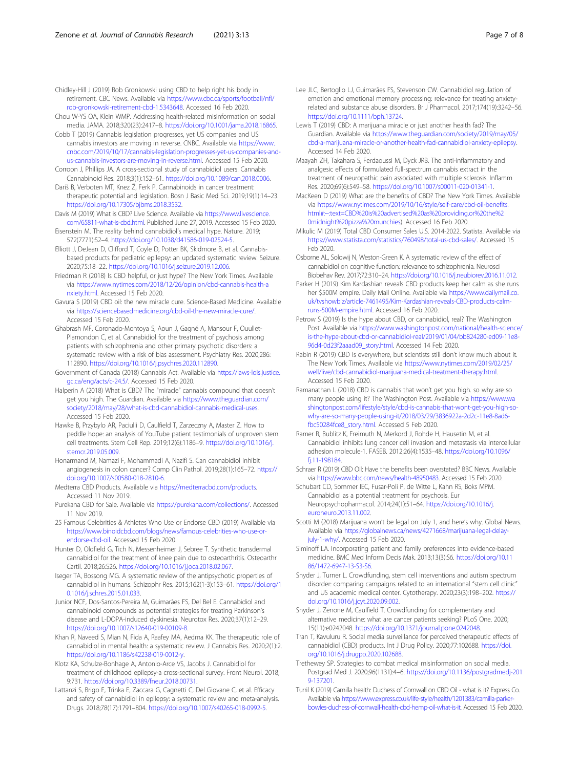Chidley-Hill J (2019) Rob Gronkowski using CBD to help right his body in retirement. CBC News. Available via https://www.cbc.ca/sports/football/nfl/rob-gronkowski-retirement-cbd-1.5343648. Accessed 16 Feb 2020.

Chou W-YS OA, Klein WMP. Addressing health-related misinformation on social media. JAMA. 2018;320(23):2417–8. https://doi.org/10.1001/jama.2018.16865.

Cobb T (2019) Cannabis legislation progresses, yet US companies and US cannabis investors are moving in reverse. CNBC. Available via https://www.cnbc.com/2019/10/17/cannabis-legislation-progresses-yet-us-companies-and-us-cannabis-investors-are-moving-in-reverse.html. Accessed 15 Feb 2020.

Corroon J, Phillips JA. A cross-sectional study of cannabidiol users. Cannabis Cannabinoid Res. 2018;3(1):152–61. https://doi.org/10.1089/can.2018.0006.

Dariš B, Verboten MT, Knez Ž, Ferk P. Cannabinoids in cancer treatment: therapeutic potential and legislation. Bosn J Basic Med Sci. 2019;19(1):14–23. https://doi.org/10.17305/bjbms.2018.3532.

Davis M (2019) What is CBD? Live Science. Available via https://www.livescience.com/65811-what-is-cbd.html. Published June 27, 2019. Accessed 15 Feb 2020.

Eisenstein M. The reality behind cannabidiol's medical hype. Nature. 2019; 572(7771):S2–4. https://doi.org/10.1038/d41586-019-02524-5.

Elliott J, DeJean D, Clifford T, Coyle D, Potter BK, Skidmore B, et al. Cannabis-based products for pediatric epilepsy: an updated systematic review. Seizure. 2020;75:18–22. https://doi.org/10.1016/j.seizure.2019.12.006.

Friedman R (2018) Is CBD helpful, or just hype? The New York Times. Available via https://www.nytimes.com/2018/12/26/opinion/cbd-cannabis-health-anxiety.html. Accessed 15 Feb 2020.

Gavura S (2019) CBD oil: the new miracle cure. Science-Based Medicine. Available via https://sciencebasedmedicine.org/cbd-oil-the-new-miracle-cure/. Accessed 15 Feb 2020.

Ghabrash MF, Coronado-Montoya S, Aoun J, Gagné A, Mansour F, Ouullet-Plamondon C, et al. Cannabidiol for the treatment of psychosis among patients with schizophrenia and other primary psychotic disorders: a systematic review with a risk of bias assessment. Psychiatry Res. 2020;286: 112890. https://doi.org/10.1016/j.psychres.2020.112890.

Government of Canada (2018) Cannabis Act. Available via https://laws-lois.justice.gc.ca/eng/acts/c-24.5/. Accessed 15 Feb 2020.

Halperin A (2018) What is CBD? The "miracle" cannabis compound that doesn't get you high. The Guardian. Available via https://www.theguardian.com/society/2018/may/28/what-is-cbd-cannabidiol-cannabis-medical-uses. Accessed 15 Feb 2020.

Hawke B, Przybylo AR, Paciulli D, Caulfield T, Zarzeczny A, Master Z. How to peddle hope: an analysis of YouTube patient testimonials of unproven stem cell treatments. Stem Cell Rep. 2019;12(6):1186–9. https://doi.org/10.1016/j.stemcr.2019.05.009.

Honarmand M, Namazi F, Mohammadi A, Nazifi S. Can cannabidiol inhibit angiogenesis in colon cancer? Comp Clin Pathol. 2019;28(1):165–72. https://doi.org/10.1007/s00580-018-2810-6.

Medterra CBD Products. Available via https://medterracbd.com/products. Accessed 11 Nov 2019.

Purekana CBD for Sale. Available via https://purekana.com/collections/. Accessed 11 Nov 2019.

25 Famous Celebrities & Athletes Who Use or Endorse CBD (2019) Available via https://www.binoidcbd.com/blogs/news/famous-celebrities-who-use-or-endorse-cbd-oil. Accessed 15 Feb 2020.

Hunter D, Oldfield G, Tich N, Messenheimer J, Sebree T. Synthetic transdermal cannabidiol for the treatment of knee pain due to osteoarthritis. Osteoarthr Cartil. 2018;26:S26. https://doi.org/10.1016/j.joca.2018.02.067.

Iseger TA, Bossong MG. A systematic review of the antipsychotic properties of cannabidiol in humans. Schizophr Res. 2015;162(1-3):153–61. https://doi.org/10.1016/j.schres.2015.01.033.

Junior NCF, Dos-Santos-Pereira M, Guimarães FS, Del Bel E. Cannabidiol and cannabinoid compounds as potential strategies for treating Parkinson's disease and L-DOPA-induced dyskinesia. Neurotox Res. 2020;37(1):12–29. https://doi.org/10.1007/s12640-019-00109-8.

Khan R, Naveed S, Mian N, Fida A, Raafey MA, Aedma KK. The therapeutic role of cannabidiol in mental health: a systematic review. J Cannabis Res. 2020;2(1):2. https://doi.org/10.1186/s42238-019-0012-y.

Klotz KA, Schulze-Bonhage A, Antonio-Arce VS, Jacobs J. Cannabidiol for treatment of childhood epilepsy-a cross-sectional survey. Front Neurol. 2018; 9:731. https://doi.org/10.3389/fneur.2018.00731.

Lattanzi S, Brigo F, Trinka E, Zaccara G, Cagnetti C, Del Giovane C, et al. Efficacy and safety of cannabidiol in epilepsy: a systematic review and meta-analysis. Drugs. 2018;78(17):1791–804. https://doi.org/10.1007/s40265-018-0992-5.

Lee JLC, Bertoglio LJ, Guimarães FS, Stevenson CW. Cannabidiol regulation of emotion and emotional memory processing: relevance for treating anxiety-related and substance abuse disorders. Br J Pharmacol. 2017;174(19):3242–56. https://doi.org/10.1111/bph.13724.

Lewis T (2019) CBD: A marijuana miracle or just another health fad? The Guardian. Available via https://www.theguardian.com/society/2019/may/05/cbd-a-marijuana-miracle-or-another-health-fad-cannabidiol-anxiety-epilepsy. Accessed 14 Feb 2020.

Maayah ZH, Takahara S, Ferdaoussi M, Dyck JRB. The anti-inflammatory and analgesic effects of formulated full-spectrum cannabis extract in the treatment of neuropathic pain associated with multiple sclerosis. Inflamm Res. 2020;69(6):549–58. https://doi.org/10.1007/s00011-020-01341-1.

MacKeen D (2019) What are the benefits of CBD? The New York Times. Available via https://www.nytimes.com/2019/10/16/style/self-care/cbd-oil-benefits.html#:~:text=CBD%20is%20advertised%20as%20providing,or%20the%20midnight%20pizza%20munchies). Accessed 16 Feb 2020.

Mikulic M (2019) Total CBD Consumer Sales U.S. 2014-2022. Statista. Available via https://www.statista.com/statistics/760498/total-us-cbd-sales/. Accessed 15 Feb 2020.

Osborne AL, Solowij N, Weston-Green K. A systematic review of the effect of cannabidiol on cognitive function: relevance to schizophrenia. Neurosci Biobehav Rev. 2017;72:310–24. https://doi.org/10.1016/j.neubiorev.2016.11.012.

Parker H (2019) Kim Kardashian reveals CBD products keep her calm as she runs her $500M empire. Daily Mail Online. Available via https://www.dailymail.co.uk/tvshowbiz/article-7461495/Kim-Kardashian-reveals-CBD-products-calm-runs-500M-empire.html. Accessed 16 Feb 2020.

Petrow S (2019) Is the hype about CBD, or cannabidiol, real? The Washington Post. Available via https://www.washingtonpost.com/national/health-science/is-the-hype-about-cbd-or-cannabidiol-real/2019/01/04/bb824280-ed09-11e8-96d4-0d23f2aaad09_story.html. Accessed 14 Feb 2020.

Rabin R (2019) CBD Is everywhere, but scientists still don't know much about it. The New York Times. Available via https://www.nytimes.com/2019/02/25/well/live/cbd-cannabidiol-marijuana-medical-treatment-therapy.html. Accessed 15 Feb 2020.

Ramanathan L (2018) CBD is cannabis that won't get you high. so why are so many people using it? The Washington Post. Available via https://www.washingtonpost.com/lifestyle/style/cbd-is-cannabis-that-wont-get-you-high-so-why-are-so-many-people-using-it/2018/03/29/3836922a-2d2c-11e8-8ad6-fbc50284fce8_story.html. Accessed 5 Feb 2020.

Ramer R, Bublitz K, Freimuth N, Merkord J, Rohde H, Hausetin M, et al. Cannabidiol inhibits lung cancer cell invasion and metastasis via intercellular adhesion molecule-1. FASEB. 2012;26(4):1535–48. https://doi.org/10.1096/fj.11-198184.

Schraer R (2019) CBD Oil: Have the benefits been overstated? BBC News. Available via https://www.bbc.com/news/health-48950483. Accessed 15 Feb 2020.

Schubart CD, Sommer IEC, Fusar-Poli P, de Witte L, Kahn RS, Boks MPM. Cannabidiol as a potential treatment for psychosis. Eur Neuropsychopharmacol. 2014;24(1):51–64. https://doi.org/10.1016/j.euroneuro.2013.11.002.

Scotti M (2018) Marijuana won't be legal on July 1, and here's why. Global News. Available via https://globalnews.ca/news/4271668/marijuana-legal-delay-july-1-why/. Accessed 15 Feb 2020.

Siminoff LA. Incorporating patient and family preferences into evidence-based medicine. BMC Med Inform Decis Mak. 2013;13(3):S6. https://doi.org/10.1186/1472-6947-13-S3-S6.

Snyder J, Turner L. Crowdfunding, stem cell interventions and autism spectrum disorder: comparing campaigns related to an international "stem cell clinic" and US academic medical center. Cytotherapy. 2020;23(3):198–202. https://doi.org/10.1016/j.jcyt.2020.09.002.

Snyder J, Zenone M, Caulfield T. Crowdfunding for complementary and alternative medicine: what are cancer patients seeking? PLoS One. 2020; 15(11):e0242048. https://doi.org/10.1371/journal.pone.0242048.

Tran T, Kavuluru R. Social media surveillance for perceived therapeutic effects of cannabidiol (CBD) products. Int J Drug Policy. 2020;77:102688. https://doi.org/10.1016/j.drugpo.2020.102688.

Trethewey SP. Strategies to combat medical misinformation on social media. Postgrad Med J. 2020;96(1131):4–6. https://doi.org/10.1136/postgradmedj-2019-137201.

Turril K (2019) Camilla health: Duchess of Cornwall on CBD Oil - what is it? Express Co. Available via https://www.express.co.uk/life-style/health/1201383/camilla-parker-bowles-duchess-of-cornwall-health-cbd-hemp-oil-what-is-it. Accessed 15 Feb 2020.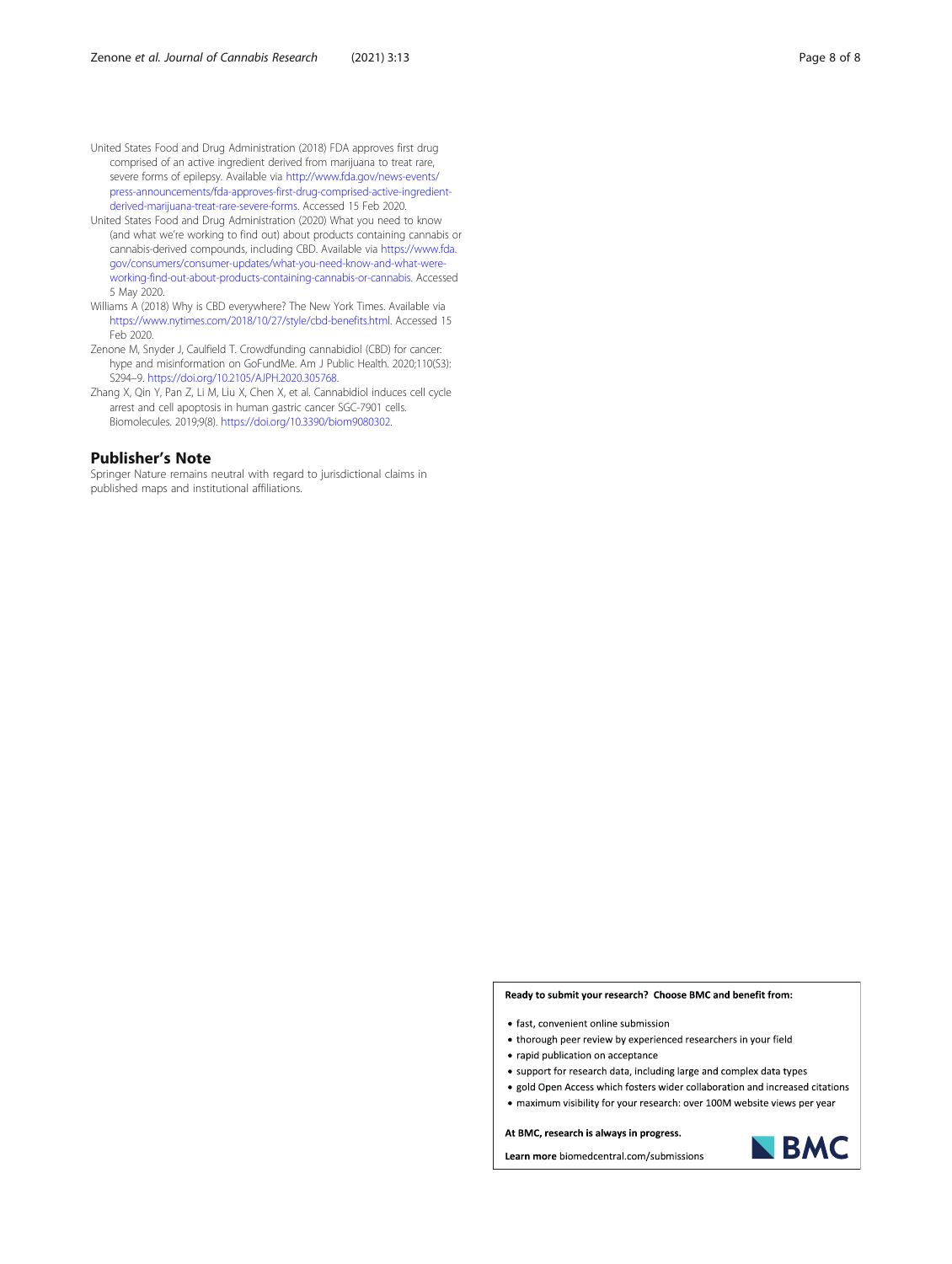United States Food and Drug Administration (2018) FDA approves first drug comprised of an active ingredient derived from marijuana to treat rare, severe forms of epilepsy. Available via http://www.fda.gov/news-events/press-announcements/fda-approves-first-drug-comprised-active-ingredient-derived-marijuana-treat-rare-severe-forms. Accessed 15 Feb 2020.

United States Food and Drug Administration (2020) What you need to know (and what we're working to find out) about products containing cannabis or cannabis-derived compounds, including CBD. Available via https://www.fda.gov/consumers/consumer-updates/what-you-need-know-and-what-were-working-find-out-about-products-containing-cannabis-or-cannabis. Accessed 5 May 2020.

Williams A (2018) Why is CBD everywhere? The New York Times. Available via https://www.nytimes.com/2018/10/27/style/cbd-benefits.html. Accessed 15 Feb 2020.

Zenone M, Snyder J, Caulfield T. Crowdfunding cannabidiol (CBD) for cancer: hype and misinformation on GoFundMe. Am J Public Health. 2020;110(S3): S294–9. https://doi.org/10.2105/AJPH.2020.305768.

Zhang X, Qin Y, Pan Z, Li M, Liu X, Chen X, et al. Cannabidiol induces cell cycle arrest and cell apoptosis in human gastric cancer SGC-7901 cells. Biomolecules. 2019;9(8). https://doi.org/10.3390/biom9080302.

## Publisher's Note

Springer Nature remains neutral with regard to jurisdictional claims in published maps and institutional affiliations.

**Ready to submit your research? Choose BMC and benefit from:**

- fast, convenient online submission
- thorough peer review by experienced researchers in your field
- rapid publication on acceptance
- support for research data, including large and complex data types
- gold Open Access which fosters wider collaboration and increased citations
- maximum visibility for your research: over 100M website views per year

**At BMC, research is always in progress.**

**Learn more** biomedcentral.com/submissions

BMC